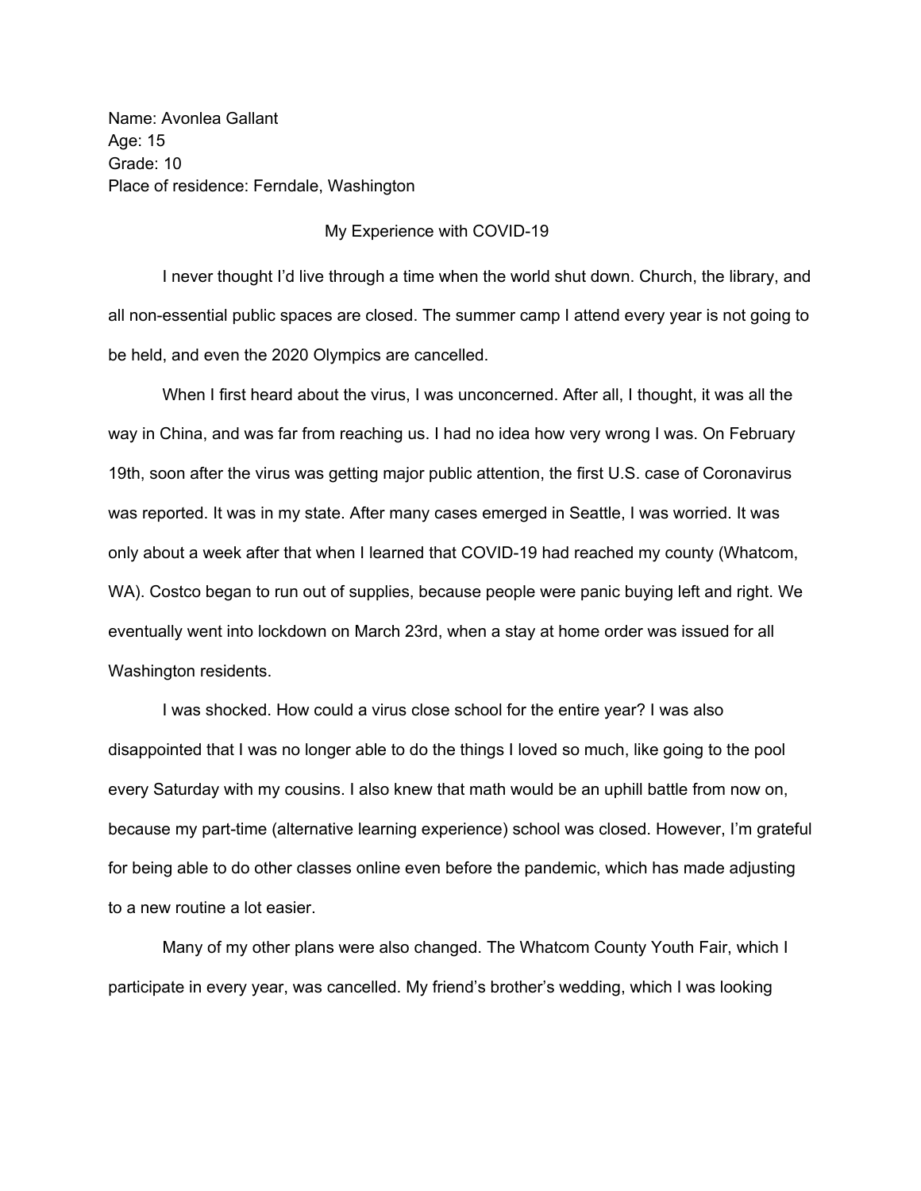Name: Avonlea Gallant
Age: 15
Grade: 10
Place of residence: Ferndale, Washington

# My Experience with COVID-19

I never thought I'd live through a time when the world shut down. Church, the library, and all non-essential public spaces are closed. The summer camp I attend every year is not going to be held, and even the 2020 Olympics are cancelled.

When I first heard about the virus, I was unconcerned. After all, I thought, it was all the way in China, and was far from reaching us. I had no idea how very wrong I was. On February 19th, soon after the virus was getting major public attention, the first U.S. case of Coronavirus was reported. It was in my state. After many cases emerged in Seattle, I was worried. It was only about a week after that when I learned that COVID-19 had reached my county (Whatcom, WA). Costco began to run out of supplies, because people were panic buying left and right. We eventually went into lockdown on March 23rd, when a stay at home order was issued for all Washington residents.

I was shocked. How could a virus close school for the entire year? I was also disappointed that I was no longer able to do the things I loved so much, like going to the pool every Saturday with my cousins. I also knew that math would be an uphill battle from now on, because my part-time (alternative learning experience) school was closed. However, I'm grateful for being able to do other classes online even before the pandemic, which has made adjusting to a new routine a lot easier.

Many of my other plans were also changed. The Whatcom County Youth Fair, which I participate in every year, was cancelled. My friend's brother's wedding, which I was looking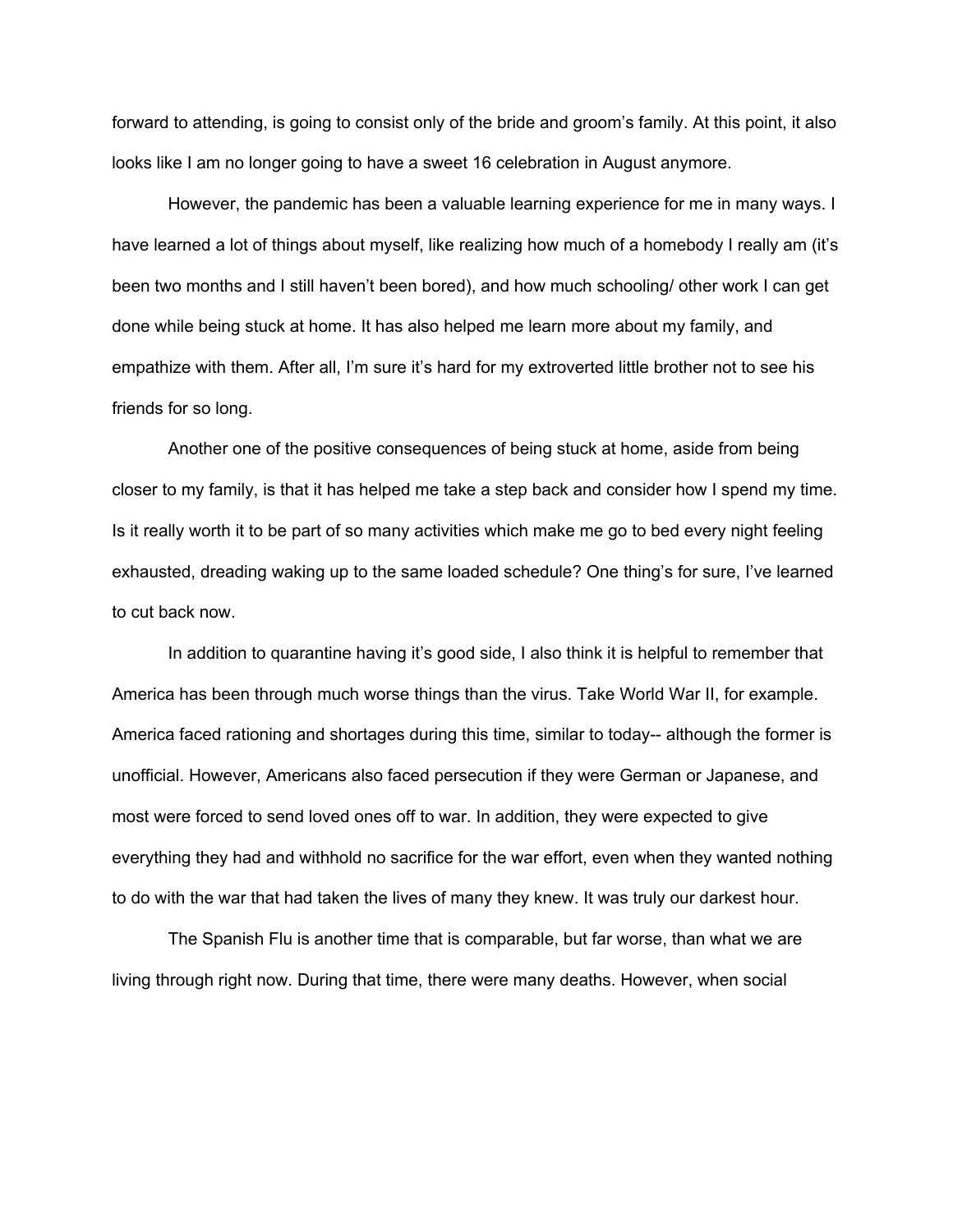forward to attending, is going to consist only of the bride and groom's family. At this point, it also looks like I am no longer going to have a sweet 16 celebration in August anymore.

However, the pandemic has been a valuable learning experience for me in many ways. I have learned a lot of things about myself, like realizing how much of a homebody I really am (it's been two months and I still haven't been bored), and how much schooling/ other work I can get done while being stuck at home. It has also helped me learn more about my family, and empathize with them. After all, I'm sure it's hard for my extroverted little brother not to see his friends for so long.

Another one of the positive consequences of being stuck at home, aside from being closer to my family, is that it has helped me take a step back and consider how I spend my time. Is it really worth it to be part of so many activities which make me go to bed every night feeling exhausted, dreading waking up to the same loaded schedule? One thing's for sure, I've learned to cut back now.

In addition to quarantine having it's good side, I also think it is helpful to remember that America has been through much worse things than the virus. Take World War II, for example. America faced rationing and shortages during this time, similar to today-- although the former is unofficial. However, Americans also faced persecution if they were German or Japanese, and most were forced to send loved ones off to war. In addition, they were expected to give everything they had and withhold no sacrifice for the war effort, even when they wanted nothing to do with the war that had taken the lives of many they knew. It was truly our darkest hour.

The Spanish Flu is another time that is comparable, but far worse, than what we are living through right now. During that time, there were many deaths. However, when social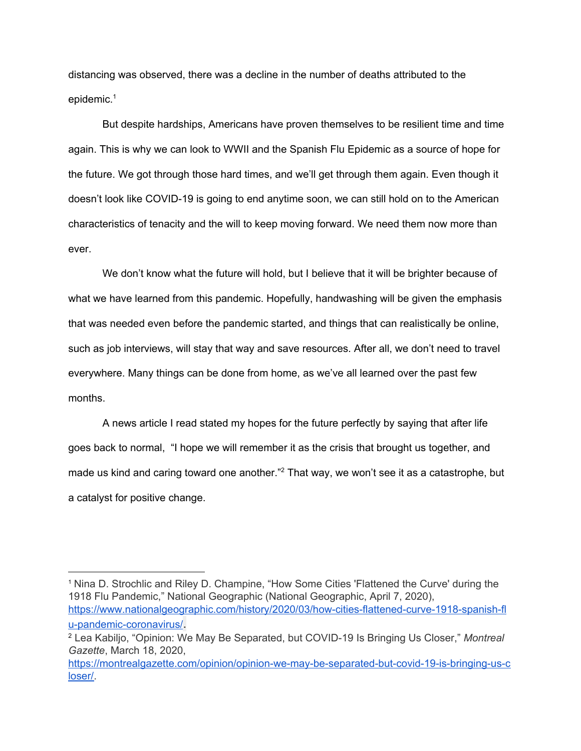distancing was observed, there was a decline in the number of deaths attributed to the epidemic.[1]

But despite hardships, Americans have proven themselves to be resilient time and time again. This is why we can look to WWII and the Spanish Flu Epidemic as a source of hope for the future. We got through those hard times, and we'll get through them again. Even though it doesn't look like COVID-19 is going to end anytime soon, we can still hold on to the American characteristics of tenacity and the will to keep moving forward. We need them now more than ever.

We don't know what the future will hold, but I believe that it will be brighter because of what we have learned from this pandemic. Hopefully, handwashing will be given the emphasis that was needed even before the pandemic started, and things that can realistically be online, such as job interviews, will stay that way and save resources. After all, we don't need to travel everywhere. Many things can be done from home, as we've all learned over the past few months.

A news article I read stated my hopes for the future perfectly by saying that after life goes back to normal, "I hope we will remember it as the crisis that brought us together, and made us kind and caring toward one another."[2] That way, we won't see it as a catastrophe, but a catalyst for positive change.

---

[1] Nina D. Strochlic and Riley D. Champine, "How Some Cities 'Flattened the Curve' during the 1918 Flu Pandemic," National Geographic (National Geographic, April 7, 2020), https://www.nationalgeographic.com/history/2020/03/how-cities-flattened-curve-1918-spanish-flu-pandemic-coronavirus/.

[2] Lea Kabiljo, "Opinion: We May Be Separated, but COVID-19 Is Bringing Us Closer," *Montreal Gazette*, March 18, 2020, https://montrealgazette.com/opinion/opinion-we-may-be-separated-but-covid-19-is-bringing-us-closer/.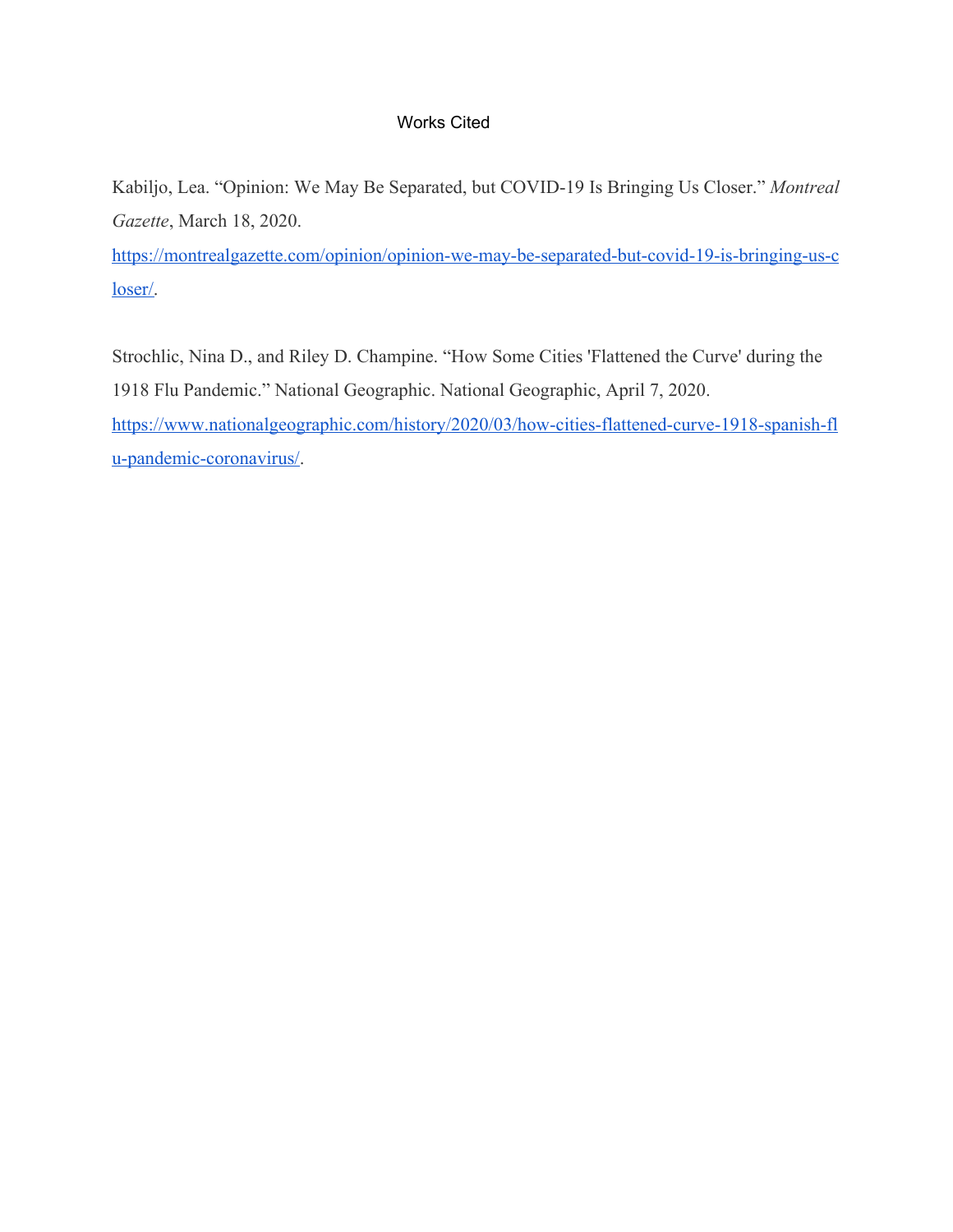# Works Cited

Kabiljo, Lea. "Opinion: We May Be Separated, but COVID-19 Is Bringing Us Closer." *Montreal Gazette*, March 18, 2020. https://montrealgazette.com/opinion/opinion-we-may-be-separated-but-covid-19-is-bringing-us-closer/.

Strochlic, Nina D., and Riley D. Champine. "How Some Cities 'Flattened the Curve' during the 1918 Flu Pandemic." National Geographic. National Geographic, April 7, 2020. https://www.nationalgeographic.com/history/2020/03/how-cities-flattened-curve-1918-spanish-flu-pandemic-coronavirus/.